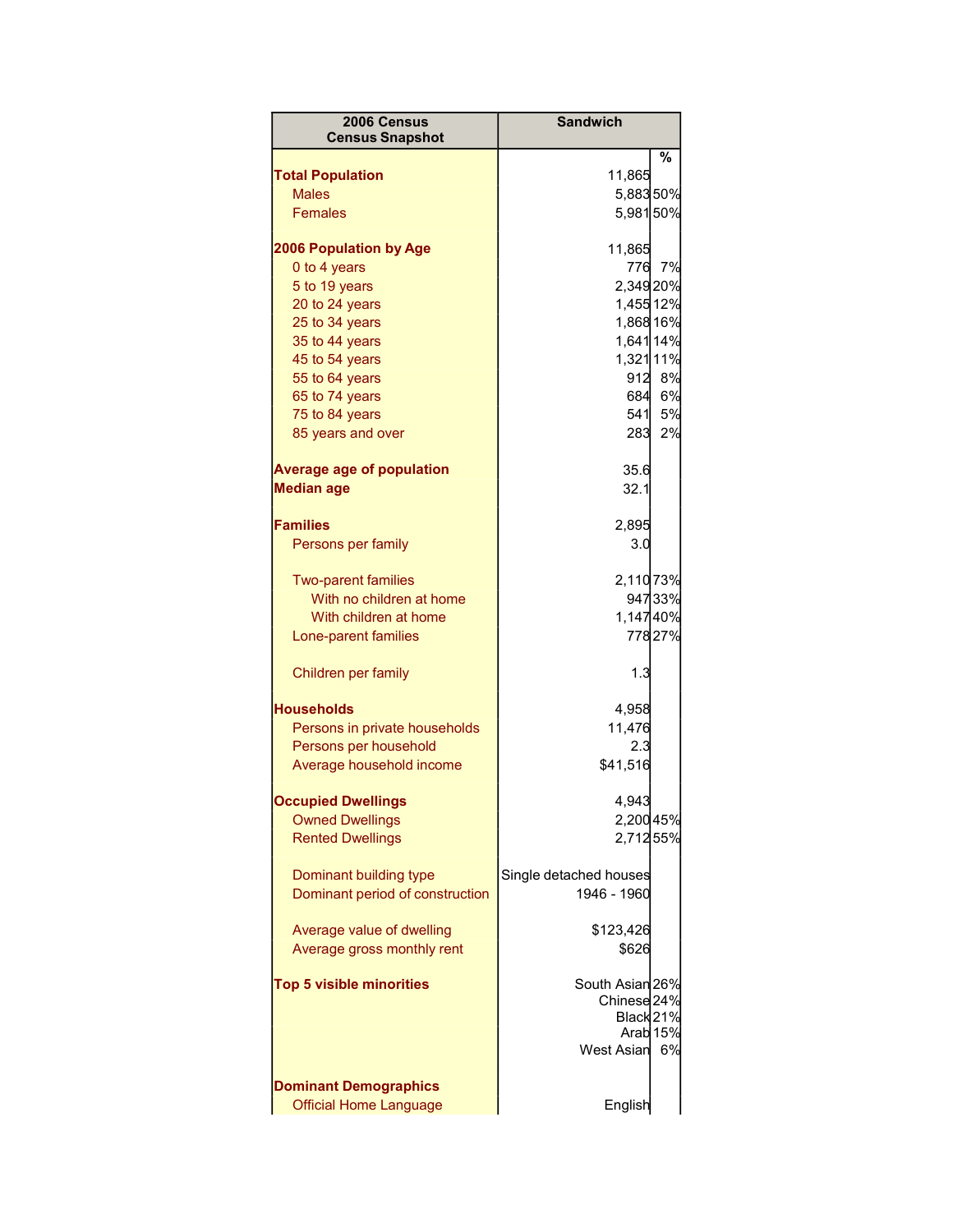| 2006 Census Census Snapshot | Sandwich | % |
|---|---|---|
| **Total Population** | 11,865 | |
| Males | 5,883 | 50% |
| Females | 5,981 | 50% |
| | | |
| **2006 Population by Age** | 11,865 | |
| 0 to 4 years | 776 | 7% |
| 5 to 19 years | 2,349 | 20% |
| 20 to 24 years | 1,455 | 12% |
| 25 to 34 years | 1,868 | 16% |
| 35 to 44 years | 1,641 | 14% |
| 45 to 54 years | 1,321 | 11% |
| 55 to 64 years | 912 | 8% |
| 65 to 74 years | 684 | 6% |
| 75 to 84 years | 541 | 5% |
| 85 years and over | 283 | 2% |
| | | |
| **Average age of population** | 35.6 | |
| **Median age** | 32.1 | |
| | | |
| **Families** | 2,895 | |
| Persons per family | 3.0 | |
| | | |
| Two-parent families | 2,110 | 73% |
| With no children at home | 947 | 33% |
| With children at home | 1,147 | 40% |
| Lone-parent families | 778 | 27% |
| | | |
| Children per family | 1.3 | |
| | | |
| **Households** | 4,958 | |
| Persons in private households | 11,476 | |
| Persons per household | 2.3 | |
| Average household income | $41,516 | |
| | | |
| **Occupied Dwellings** | 4,943 | |
| Owned Dwellings | 2,200 | 45% |
| Rented Dwellings | 2,712 | 55% |
| | | |
| Dominant building type | Single detached houses | |
| Dominant period of construction | 1946 - 1960 | |
| | | |
| Average value of dwelling | $123,426 | |
| Average gross monthly rent | $626 | |
| | | |
| **Top 5 visible minorities** | South Asian | 26% |
| | Chinese | 24% |
| | Black | 21% |
| | Arab | 15% |
| | West Asian | 6% |
| | | |
| **Dominant Demographics** | | |
| Official Home Language | English | |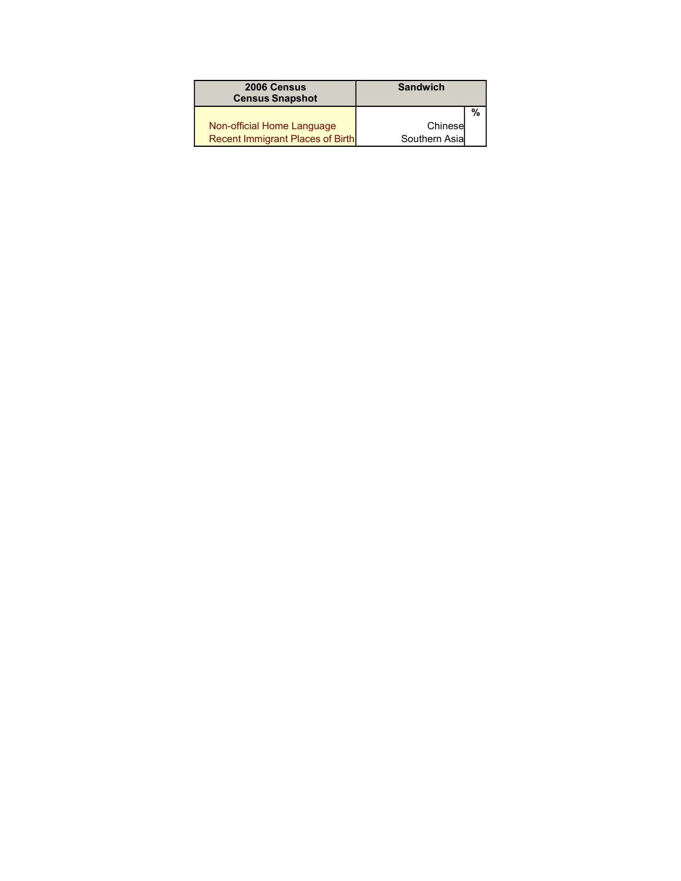| 2006 Census<br>Census Snapshot | Sandwich | |
|---|---|---|
| | | % |
| Non-official Home Language | Chinese | |
| Recent Immigrant Places of Birth | Southern Asia | |